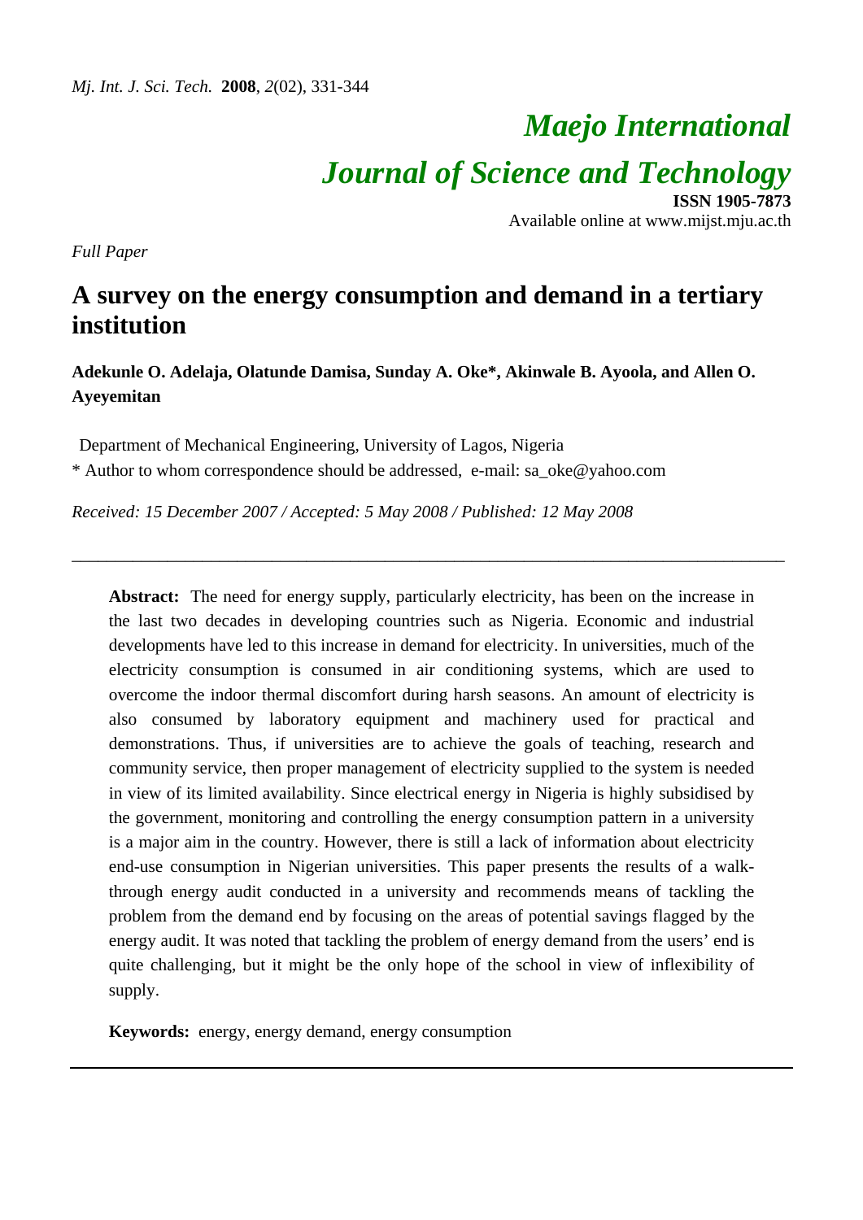*Maejo International*

*Journal of Science and Technology*

**ISSN 1905-7873**

Available online at www.mijst.mju.ac.th

*Full Paper*

# A survey on the energy consumption and demand in a tertiary institution

**Adekunle O. Adelaja, Olatunde Damisa, Sunday A. Oke*, Akinwale B. Ayoola, and Allen O. Ayeyemitan**

Department of Mechanical Engineering, University of Lagos, Nigeria

* Author to whom correspondence should be addressed, e-mail: sa_oke@yahoo.com

*Received: 15 December 2007 / Accepted: 5 May 2008 / Published: 12 May 2008*

---

**Abstract:** The need for energy supply, particularly electricity, has been on the increase in the last two decades in developing countries such as Nigeria. Economic and industrial developments have led to this increase in demand for electricity. In universities, much of the electricity consumption is consumed in air conditioning systems, which are used to overcome the indoor thermal discomfort during harsh seasons. An amount of electricity is also consumed by laboratory equipment and machinery used for practical and demonstrations. Thus, if universities are to achieve the goals of teaching, research and community service, then proper management of electricity supplied to the system is needed in view of its limited availability. Since electrical energy in Nigeria is highly subsidised by the government, monitoring and controlling the energy consumption pattern in a university is a major aim in the country. However, there is still a lack of information about electricity end-use consumption in Nigerian universities. This paper presents the results of a walk-through energy audit conducted in a university and recommends means of tackling the problem from the demand end by focusing on the areas of potential savings flagged by the energy audit. It was noted that tackling the problem of energy demand from the users' end is quite challenging, but it might be the only hope of the school in view of inflexibility of supply.

**Keywords:** energy, energy demand, energy consumption

---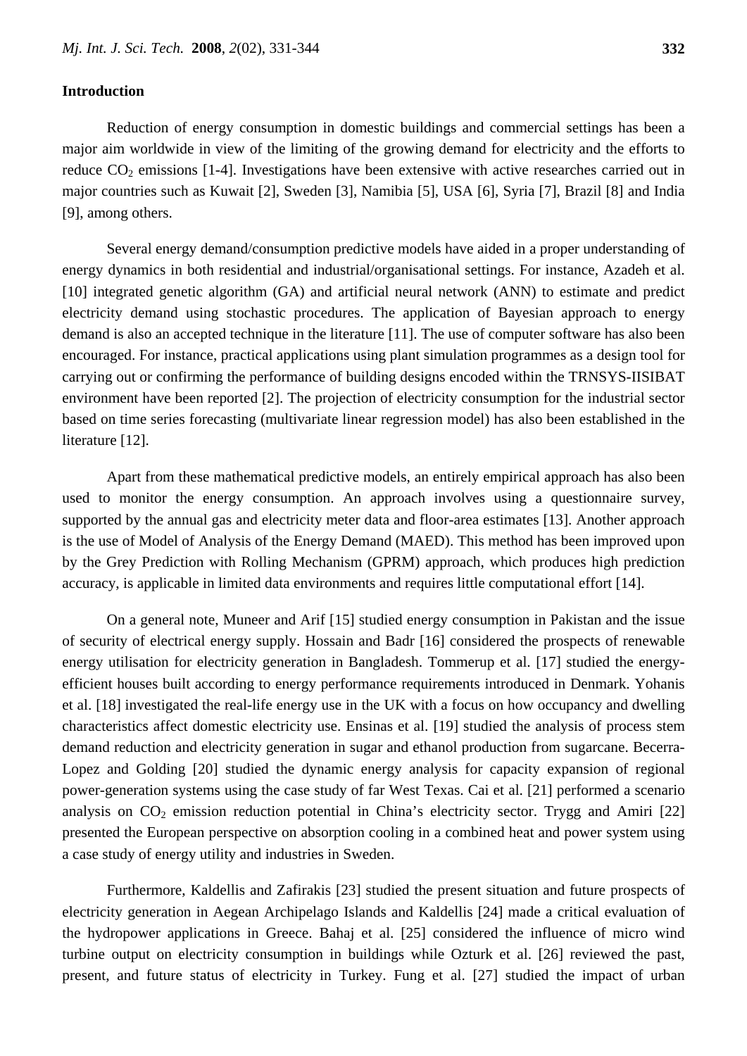## Introduction

Reduction of energy consumption in domestic buildings and commercial settings has been a major aim worldwide in view of the limiting of the growing demand for electricity and the efforts to reduce $CO_2$ emissions [1-4]. Investigations have been extensive with active researches carried out in major countries such as Kuwait [2], Sweden [3], Namibia [5], USA [6], Syria [7], Brazil [8] and India [9], among others.

Several energy demand/consumption predictive models have aided in a proper understanding of energy dynamics in both residential and industrial/organisational settings. For instance, Azadeh et al. [10] integrated genetic algorithm (GA) and artificial neural network (ANN) to estimate and predict electricity demand using stochastic procedures. The application of Bayesian approach to energy demand is also an accepted technique in the literature [11]. The use of computer software has also been encouraged. For instance, practical applications using plant simulation programmes as a design tool for carrying out or confirming the performance of building designs encoded within the TRNSYS-IISIBAT environment have been reported [2]. The projection of electricity consumption for the industrial sector based on time series forecasting (multivariate linear regression model) has also been established in the literature [12].

Apart from these mathematical predictive models, an entirely empirical approach has also been used to monitor the energy consumption. An approach involves using a questionnaire survey, supported by the annual gas and electricity meter data and floor-area estimates [13]. Another approach is the use of Model of Analysis of the Energy Demand (MAED). This method has been improved upon by the Grey Prediction with Rolling Mechanism (GPRM) approach, which produces high prediction accuracy, is applicable in limited data environments and requires little computational effort [14].

On a general note, Muneer and Arif [15] studied energy consumption in Pakistan and the issue of security of electrical energy supply. Hossain and Badr [16] considered the prospects of renewable energy utilisation for electricity generation in Bangladesh. Tommerup et al. [17] studied the energy-efficient houses built according to energy performance requirements introduced in Denmark. Yohanis et al. [18] investigated the real-life energy use in the UK with a focus on how occupancy and dwelling characteristics affect domestic electricity use. Ensinas et al. [19] studied the analysis of process stem demand reduction and electricity generation in sugar and ethanol production from sugarcane. Becerra-Lopez and Golding [20] studied the dynamic energy analysis for capacity expansion of regional power-generation systems using the case study of far West Texas. Cai et al. [21] performed a scenario analysis on $CO_2$ emission reduction potential in China's electricity sector. Trygg and Amiri [22] presented the European perspective on absorption cooling in a combined heat and power system using a case study of energy utility and industries in Sweden.

Furthermore, Kaldellis and Zafirakis [23] studied the present situation and future prospects of electricity generation in Aegean Archipelago Islands and Kaldellis [24] made a critical evaluation of the hydropower applications in Greece. Bahaj et al. [25] considered the influence of micro wind turbine output on electricity consumption in buildings while Ozturk et al. [26] reviewed the past, present, and future status of electricity in Turkey. Fung et al. [27] studied the impact of urban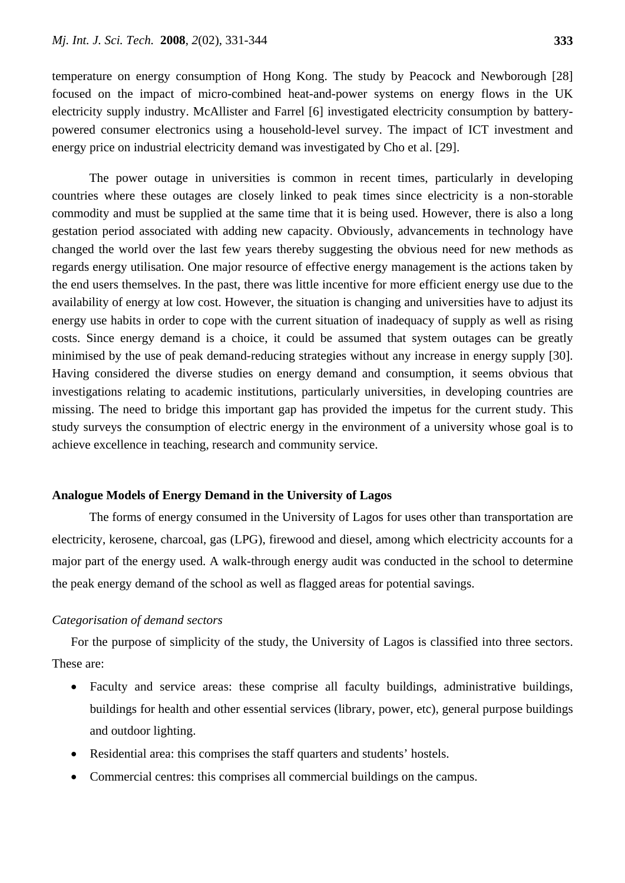temperature on energy consumption of Hong Kong. The study by Peacock and Newborough [28] focused on the impact of micro-combined heat-and-power systems on energy flows in the UK electricity supply industry. McAllister and Farrel [6] investigated electricity consumption by battery-powered consumer electronics using a household-level survey. The impact of ICT investment and energy price on industrial electricity demand was investigated by Cho et al. [29].

The power outage in universities is common in recent times, particularly in developing countries where these outages are closely linked to peak times since electricity is a non-storable commodity and must be supplied at the same time that it is being used. However, there is also a long gestation period associated with adding new capacity. Obviously, advancements in technology have changed the world over the last few years thereby suggesting the obvious need for new methods as regards energy utilisation. One major resource of effective energy management is the actions taken by the end users themselves. In the past, there was little incentive for more efficient energy use due to the availability of energy at low cost. However, the situation is changing and universities have to adjust its energy use habits in order to cope with the current situation of inadequacy of supply as well as rising costs. Since energy demand is a choice, it could be assumed that system outages can be greatly minimised by the use of peak demand-reducing strategies without any increase in energy supply [30]. Having considered the diverse studies on energy demand and consumption, it seems obvious that investigations relating to academic institutions, particularly universities, in developing countries are missing. The need to bridge this important gap has provided the impetus for the current study. This study surveys the consumption of electric energy in the environment of a university whose goal is to achieve excellence in teaching, research and community service.

## Analogue Models of Energy Demand in the University of Lagos

The forms of energy consumed in the University of Lagos for uses other than transportation are electricity, kerosene, charcoal, gas (LPG), firewood and diesel, among which electricity accounts for a major part of the energy used. A walk-through energy audit was conducted in the school to determine the peak energy demand of the school as well as flagged areas for potential savings.

### *Categorisation of demand sectors*

For the purpose of simplicity of the study, the University of Lagos is classified into three sectors. These are:

- Faculty and service areas: these comprise all faculty buildings, administrative buildings, buildings for health and other essential services (library, power, etc), general purpose buildings and outdoor lighting.
- Residential area: this comprises the staff quarters and students' hostels.
- Commercial centres: this comprises all commercial buildings on the campus.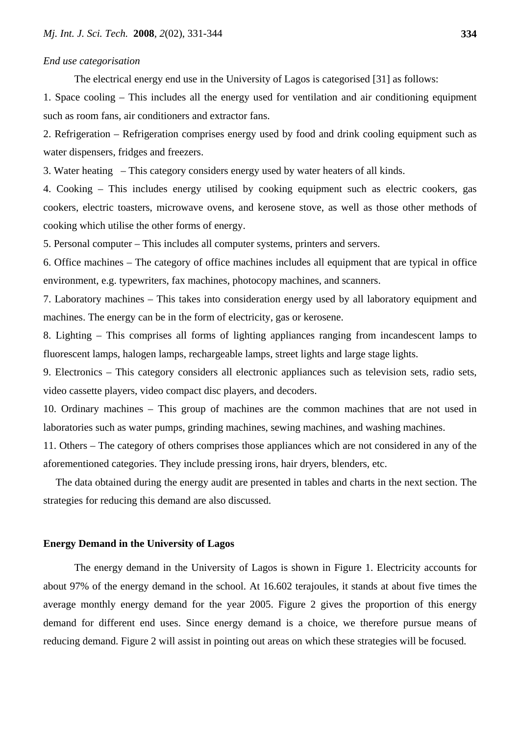*End use categorisation*

The electrical energy end use in the University of Lagos is categorised [31] as follows:

1. Space cooling – This includes all the energy used for ventilation and air conditioning equipment such as room fans, air conditioners and extractor fans.
2. Refrigeration – Refrigeration comprises energy used by food and drink cooling equipment such as water dispensers, fridges and freezers.
3. Water heating – This category considers energy used by water heaters of all kinds.
4. Cooking – This includes energy utilised by cooking equipment such as electric cookers, gas cookers, electric toasters, microwave ovens, and kerosene stove, as well as those other methods of cooking which utilise the other forms of energy.
5. Personal computer – This includes all computer systems, printers and servers.
6. Office machines – The category of office machines includes all equipment that are typical in office environment, e.g. typewriters, fax machines, photocopy machines, and scanners.
7. Laboratory machines – This takes into consideration energy used by all laboratory equipment and machines. The energy can be in the form of electricity, gas or kerosene.
8. Lighting – This comprises all forms of lighting appliances ranging from incandescent lamps to fluorescent lamps, halogen lamps, rechargeable lamps, street lights and large stage lights.
9. Electronics – This category considers all electronic appliances such as television sets, radio sets, video cassette players, video compact disc players, and decoders.
10. Ordinary machines – This group of machines are the common machines that are not used in laboratories such as water pumps, grinding machines, sewing machines, and washing machines.
11. Others – The category of others comprises those appliances which are not considered in any of the aforementioned categories. They include pressing irons, hair dryers, blenders, etc.

The data obtained during the energy audit are presented in tables and charts in the next section. The strategies for reducing this demand are also discussed.

## Energy Demand in the University of Lagos

The energy demand in the University of Lagos is shown in Figure 1. Electricity accounts for about 97% of the energy demand in the school. At 16.602 terajoules, it stands at about five times the average monthly energy demand for the year 2005. Figure 2 gives the proportion of this energy demand for different end uses. Since energy demand is a choice, we therefore pursue means of reducing demand. Figure 2 will assist in pointing out areas on which these strategies will be focused.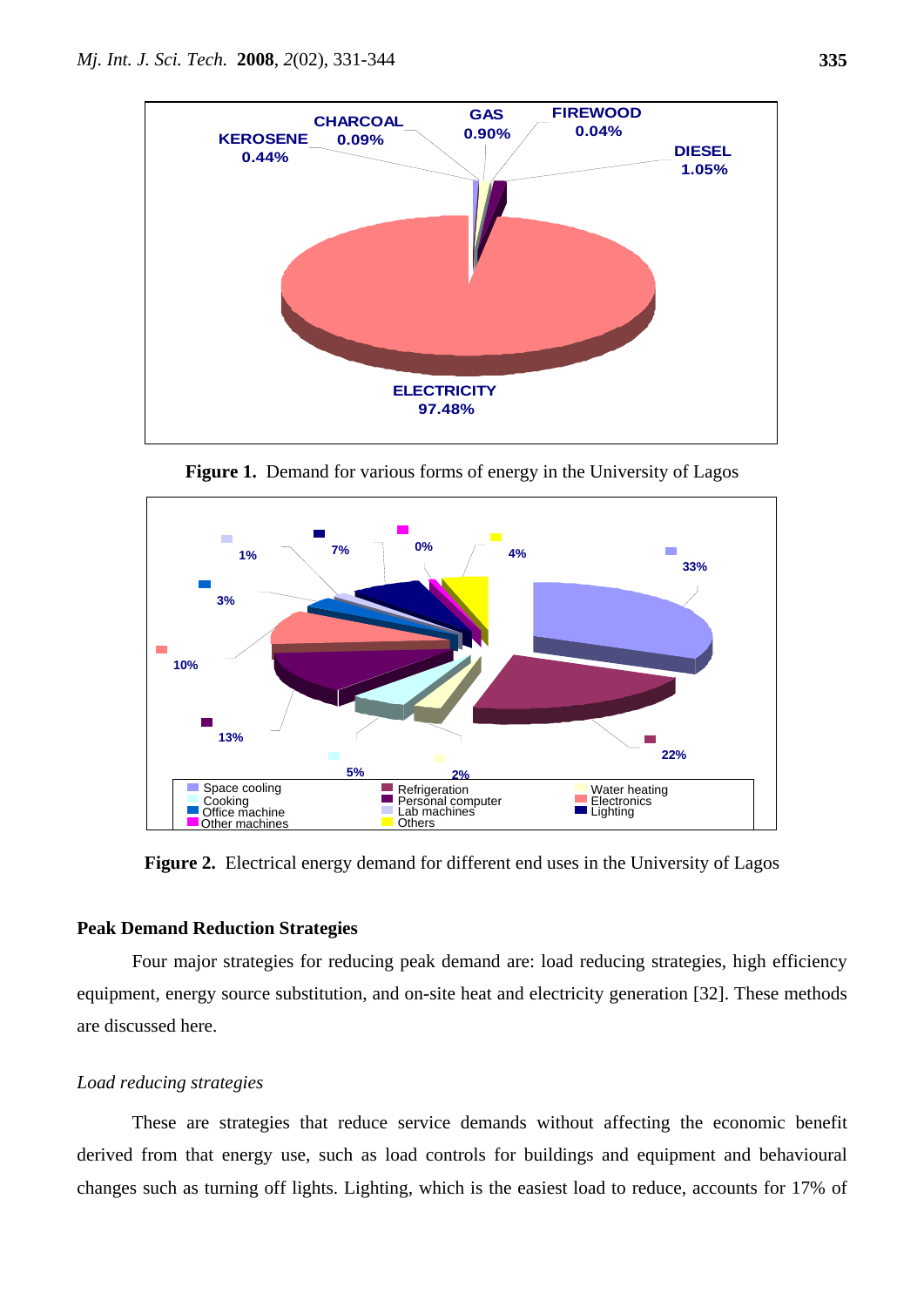**Figure 1.** Demand for various forms of energy in the University of Lagos

**Figure 2.** Electrical energy demand for different end uses in the University of Lagos

## Peak Demand Reduction Strategies

Four major strategies for reducing peak demand are: load reducing strategies, high efficiency equipment, energy source substitution, and on-site heat and electricity generation [32]. These methods are discussed here.

### *Load reducing strategies*

These are strategies that reduce service demands without affecting the economic benefit derived from that energy use, such as load controls for buildings and equipment and behavioural changes such as turning off lights. Lighting, which is the easiest load to reduce, accounts for 17% of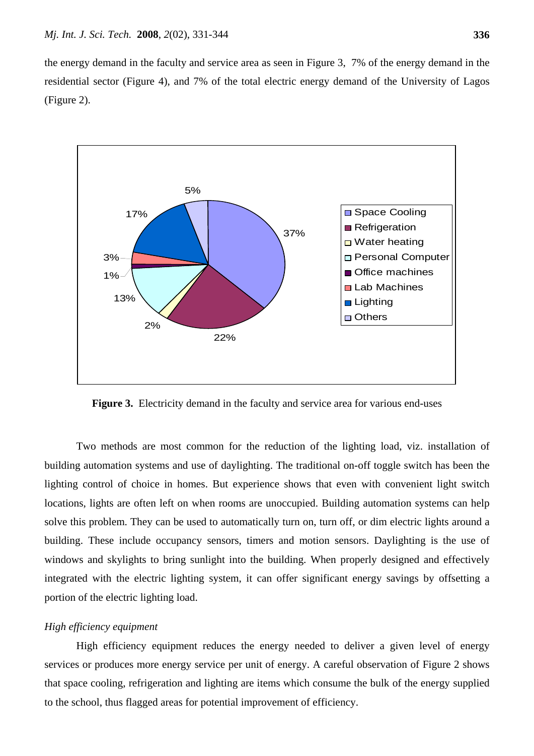the energy demand in the faculty and service area as seen in Figure 3, 7% of the energy demand in the residential sector (Figure 4), and 7% of the total electric energy demand of the University of Lagos (Figure 2).

**Figure 3.** Electricity demand in the faculty and service area for various end-uses

Two methods are most common for the reduction of the lighting load, viz. installation of building automation systems and use of daylighting. The traditional on-off toggle switch has been the lighting control of choice in homes. But experience shows that even with convenient light switch locations, lights are often left on when rooms are unoccupied. Building automation systems can help solve this problem. They can be used to automatically turn on, turn off, or dim electric lights around a building. These include occupancy sensors, timers and motion sensors. Daylighting is the use of windows and skylights to bring sunlight into the building. When properly designed and effectively integrated with the electric lighting system, it can offer significant energy savings by offsetting a portion of the electric lighting load.

*High efficiency equipment*

High efficiency equipment reduces the energy needed to deliver a given level of energy services or produces more energy service per unit of energy. A careful observation of Figure 2 shows that space cooling, refrigeration and lighting are items which consume the bulk of the energy supplied to the school, thus flagged areas for potential improvement of efficiency.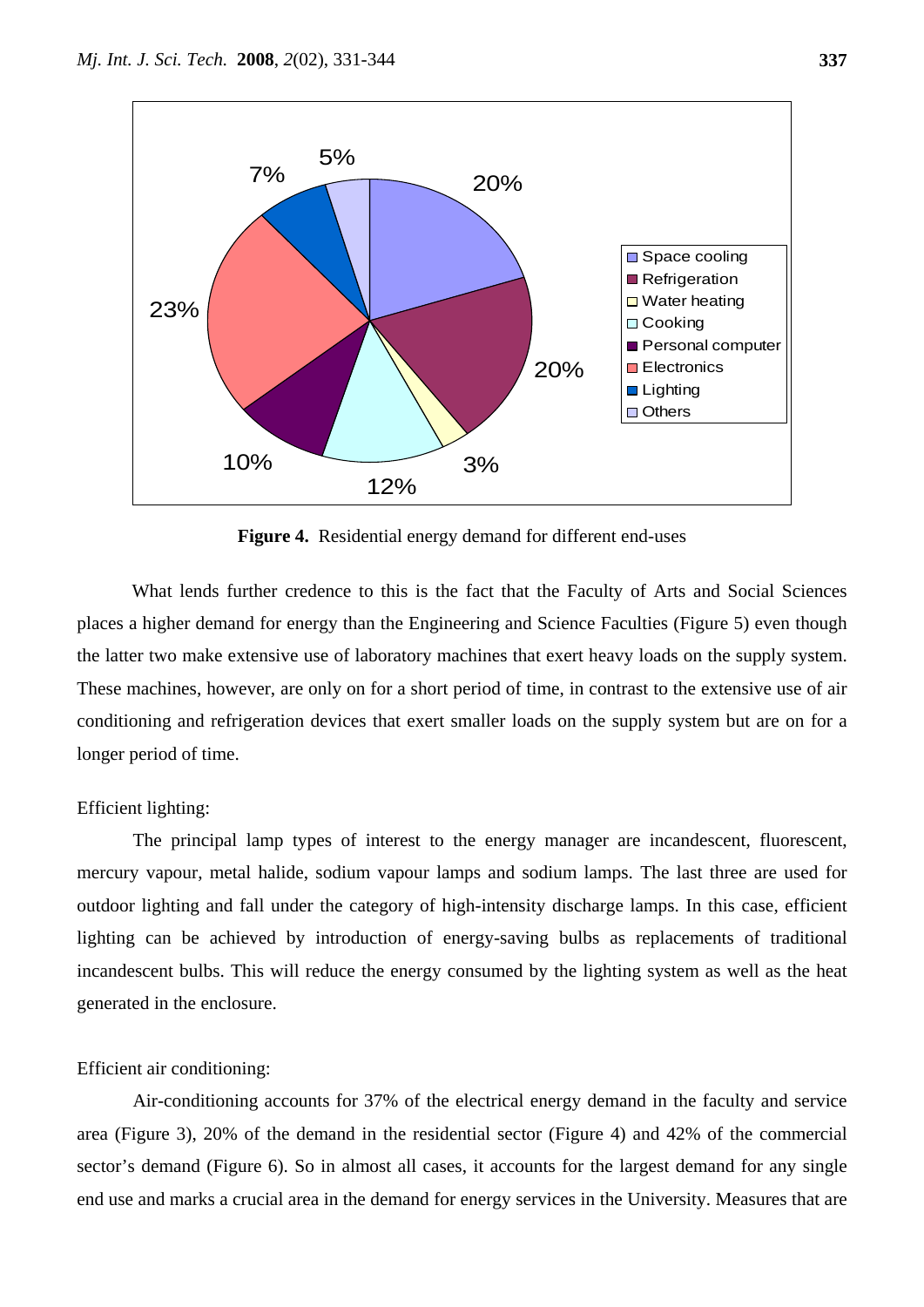**Figure 4.** Residential energy demand for different end-uses

What lends further credence to this is the fact that the Faculty of Arts and Social Sciences places a higher demand for energy than the Engineering and Science Faculties (Figure 5) even though the latter two make extensive use of laboratory machines that exert heavy loads on the supply system. These machines, however, are only on for a short period of time, in contrast to the extensive use of air conditioning and refrigeration devices that exert smaller loads on the supply system but are on for a longer period of time.

Efficient lighting:

The principal lamp types of interest to the energy manager are incandescent, fluorescent, mercury vapour, metal halide, sodium vapour lamps and sodium lamps. The last three are used for outdoor lighting and fall under the category of high-intensity discharge lamps. In this case, efficient lighting can be achieved by introduction of energy-saving bulbs as replacements of traditional incandescent bulbs. This will reduce the energy consumed by the lighting system as well as the heat generated in the enclosure.

Efficient air conditioning:

Air-conditioning accounts for 37% of the electrical energy demand in the faculty and service area (Figure 3), 20% of the demand in the residential sector (Figure 4) and 42% of the commercial sector's demand (Figure 6). So in almost all cases, it accounts for the largest demand for any single end use and marks a crucial area in the demand for energy services in the University. Measures that are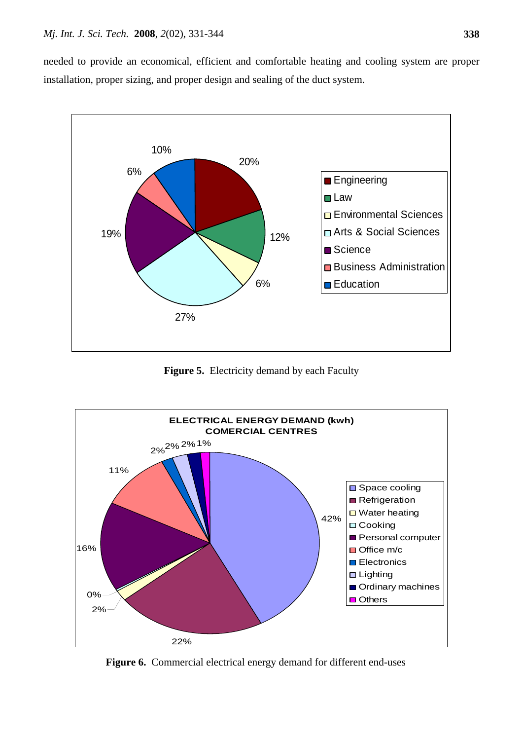needed to provide an economical, efficient and comfortable heating and cooling system are proper installation, proper sizing, and proper design and sealing of the duct system.

**Figure 5.** Electricity demand by each Faculty

**Figure 6.** Commercial electrical energy demand for different end-uses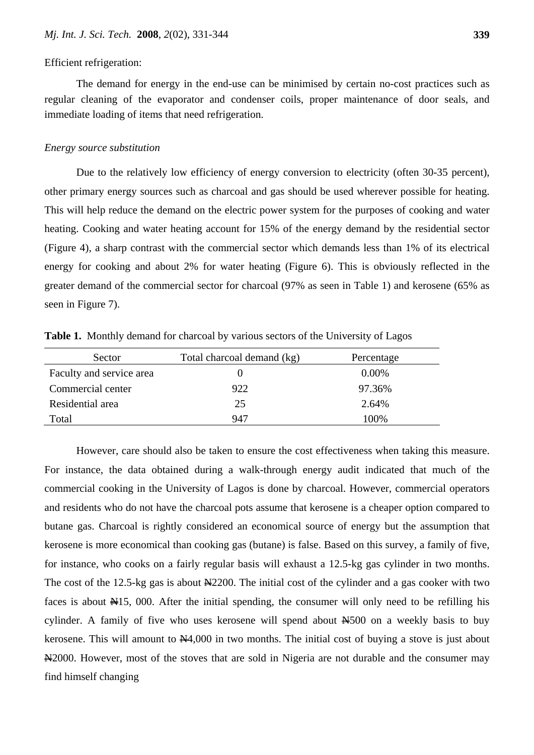Efficient refrigeration:

The demand for energy in the end-use can be minimised by certain no-cost practices such as regular cleaning of the evaporator and condenser coils, proper maintenance of door seals, and immediate loading of items that need refrigeration.

*Energy source substitution*

Due to the relatively low efficiency of energy conversion to electricity (often 30-35 percent), other primary energy sources such as charcoal and gas should be used wherever possible for heating. This will help reduce the demand on the electric power system for the purposes of cooking and water heating. Cooking and water heating account for 15% of the energy demand by the residential sector (Figure 4), a sharp contrast with the commercial sector which demands less than 1% of its electrical energy for cooking and about 2% for water heating (Figure 6). This is obviously reflected in the greater demand of the commercial sector for charcoal (97% as seen in Table 1) and kerosene (65% as seen in Figure 7).

**Table 1.** Monthly demand for charcoal by various sectors of the University of Lagos

| Sector | Total charcoal demand (kg) | Percentage |
|---|---|---|
| Faculty and service area | 0 | 0.00% |
| Commercial center | 922 | 97.36% |
| Residential area | 25 | 2.64% |
| Total | 947 | 100% |

However, care should also be taken to ensure the cost effectiveness when taking this measure. For instance, the data obtained during a walk-through energy audit indicated that much of the commercial cooking in the University of Lagos is done by charcoal. However, commercial operators and residents who do not have the charcoal pots assume that kerosene is a cheaper option compared to butane gas. Charcoal is rightly considered an economical source of energy but the assumption that kerosene is more economical than cooking gas (butane) is false. Based on this survey, a family of five, for instance, who cooks on a fairly regular basis will exhaust a 12.5-kg gas cylinder in two months. The cost of the 12.5-kg gas is about ₦2200. The initial cost of the cylinder and a gas cooker with two faces is about ₦15, 000. After the initial spending, the consumer will only need to be refilling his cylinder. A family of five who uses kerosene will spend about ₦500 on a weekly basis to buy kerosene. This will amount to ₦4,000 in two months. The initial cost of buying a stove is just about ₦2000. However, most of the stoves that are sold in Nigeria are not durable and the consumer may find himself changing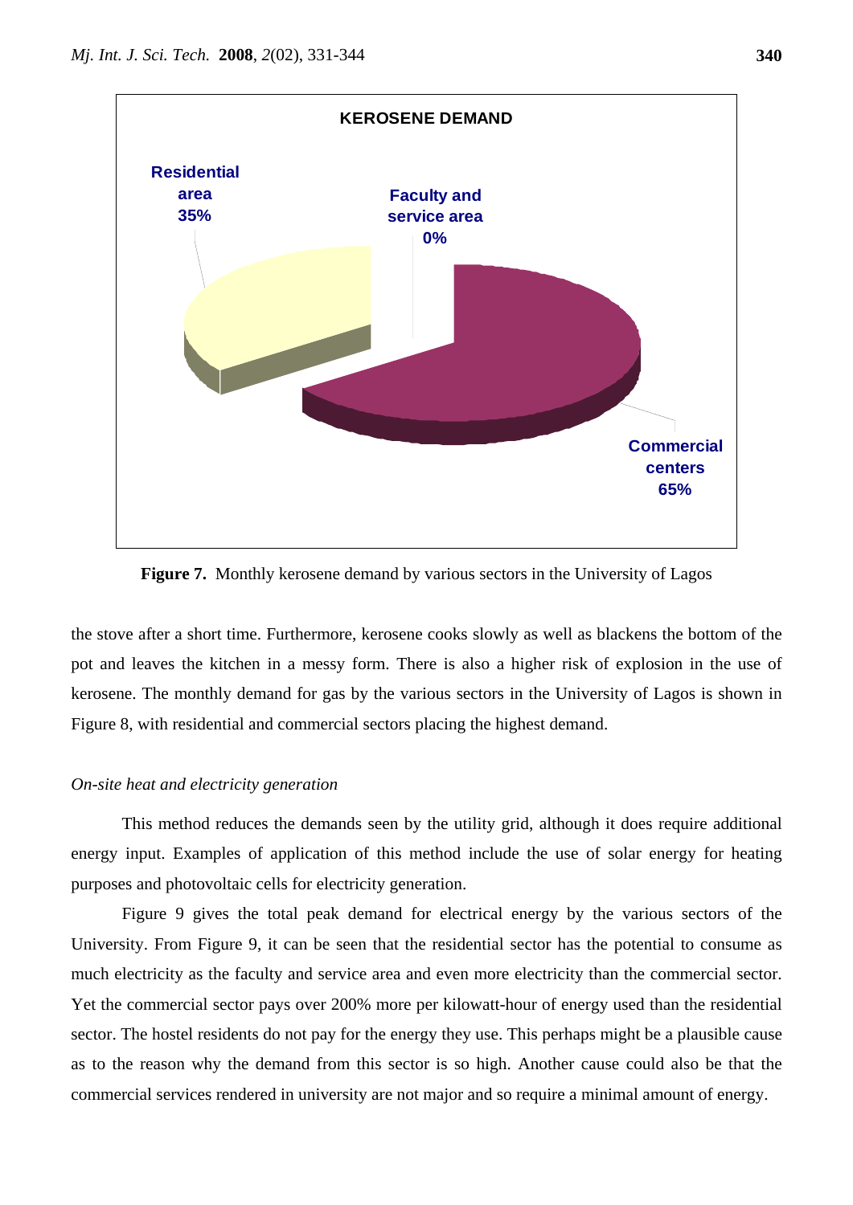**Figure 7.** Monthly kerosene demand by various sectors in the University of Lagos

the stove after a short time. Furthermore, kerosene cooks slowly as well as blackens the bottom of the pot and leaves the kitchen in a messy form. There is also a higher risk of explosion in the use of kerosene. The monthly demand for gas by the various sectors in the University of Lagos is shown in Figure 8, with residential and commercial sectors placing the highest demand.

*On-site heat and electricity generation*

This method reduces the demands seen by the utility grid, although it does require additional energy input. Examples of application of this method include the use of solar energy for heating purposes and photovoltaic cells for electricity generation.

Figure 9 gives the total peak demand for electrical energy by the various sectors of the University. From Figure 9, it can be seen that the residential sector has the potential to consume as much electricity as the faculty and service area and even more electricity than the commercial sector. Yet the commercial sector pays over 200% more per kilowatt-hour of energy used than the residential sector. The hostel residents do not pay for the energy they use. This perhaps might be a plausible cause as to the reason why the demand from this sector is so high. Another cause could also be that the commercial services rendered in university are not major and so require a minimal amount of energy.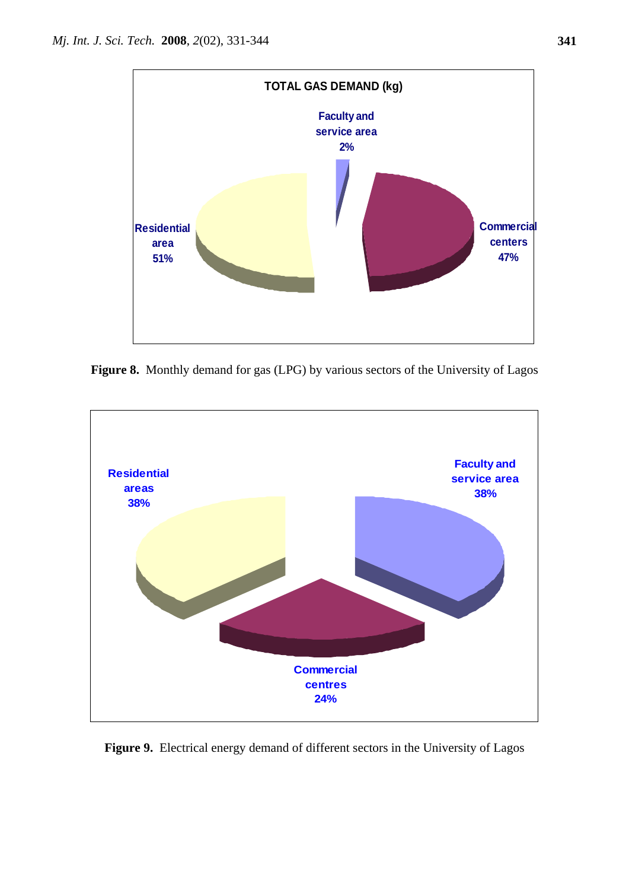**Figure 8.** Monthly demand for gas (LPG) by various sectors of the University of Lagos

**Figure 9.** Electrical energy demand of different sectors in the University of Lagos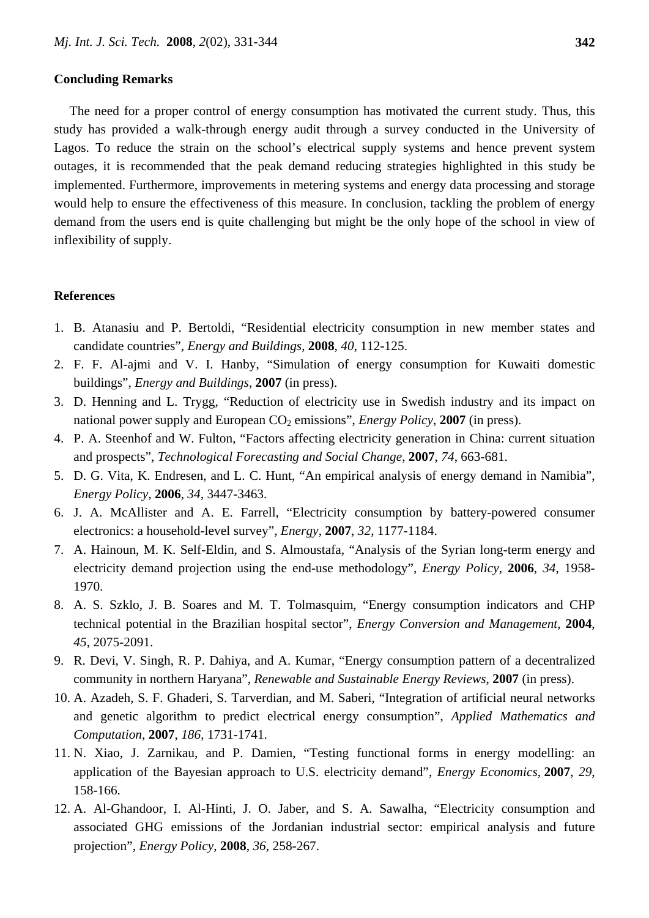## Concluding Remarks

The need for a proper control of energy consumption has motivated the current study. Thus, this study has provided a walk-through energy audit through a survey conducted in the University of Lagos. To reduce the strain on the school's electrical supply systems and hence prevent system outages, it is recommended that the peak demand reducing strategies highlighted in this study be implemented. Furthermore, improvements in metering systems and energy data processing and storage would help to ensure the effectiveness of this measure. In conclusion, tackling the problem of energy demand from the users end is quite challenging but might be the only hope of the school in view of inflexibility of supply.

## References

1. B. Atanasiu and P. Bertoldi, "Residential electricity consumption in new member states and candidate countries", *Energy and Buildings*, **2008**, *40*, 112-125.
2. F. F. Al-ajmi and V. I. Hanby, "Simulation of energy consumption for Kuwaiti domestic buildings", *Energy and Buildings*, **2007** (in press).
3. D. Henning and L. Trygg, "Reduction of electricity use in Swedish industry and its impact on national power supply and European $CO_2$ emissions", *Energy Policy*, **2007** (in press).
4. P. A. Steenhof and W. Fulton, "Factors affecting electricity generation in China: current situation and prospects", *Technological Forecasting and Social Change*, **2007**, *74*, 663-681.
5. D. G. Vita, K. Endresen, and L. C. Hunt, "An empirical analysis of energy demand in Namibia", *Energy Policy*, **2006**, *34*, 3447-3463.
6. J. A. McAllister and A. E. Farrell, "Electricity consumption by battery-powered consumer electronics: a household-level survey", *Energy*, **2007**, *32*, 1177-1184.
7. A. Hainoun, M. K. Self-Eldin, and S. Almoustafa, "Analysis of the Syrian long-term energy and electricity demand projection using the end-use methodology", *Energy Policy*, **2006**, *34*, 1958-1970.
8. A. S. Szklo, J. B. Soares and M. T. Tolmasquim, "Energy consumption indicators and CHP technical potential in the Brazilian hospital sector", *Energy Conversion and Management*, **2004**, *45*, 2075-2091.
9. R. Devi, V. Singh, R. P. Dahiya, and A. Kumar, "Energy consumption pattern of a decentralized community in northern Haryana", *Renewable and Sustainable Energy Reviews*, **2007** (in press).
10. A. Azadeh, S. F. Ghaderi, S. Tarverdian, and M. Saberi, "Integration of artificial neural networks and genetic algorithm to predict electrical energy consumption", *Applied Mathematics and Computation*, **2007**, *186*, 1731-1741.
11. N. Xiao, J. Zarnikau, and P. Damien, "Testing functional forms in energy modelling: an application of the Bayesian approach to U.S. electricity demand", *Energy Economics*, **2007**, *29*, 158-166.
12. A. Al-Ghandoor, I. Al-Hinti, J. O. Jaber, and S. A. Sawalha, "Electricity consumption and associated GHG emissions of the Jordanian industrial sector: empirical analysis and future projection", *Energy Policy*, **2008**, *36*, 258-267.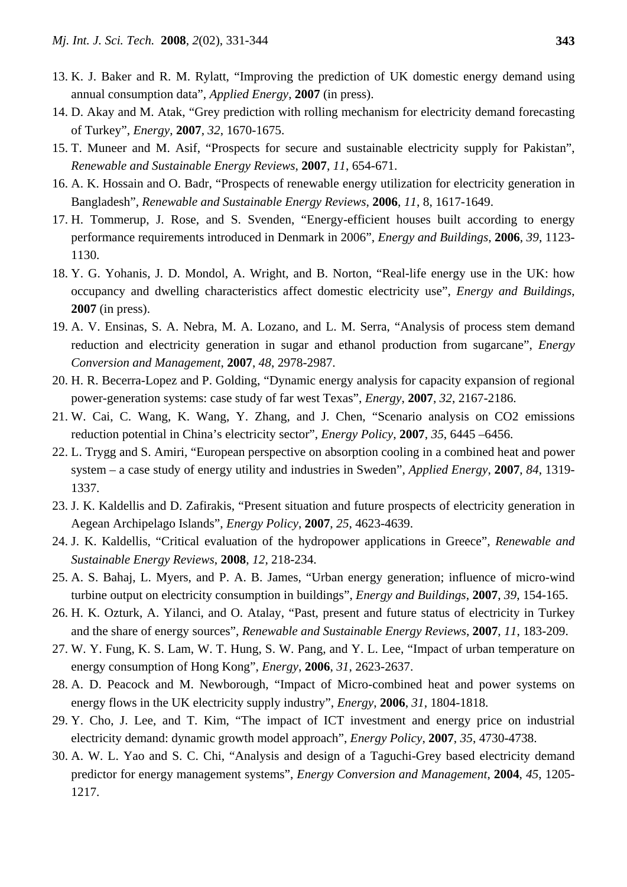13. K. J. Baker and R. M. Rylatt, “Improving the prediction of UK domestic energy demand using annual consumption data”, *Applied Energy*, **2007** (in press).
14. D. Akay and M. Atak, “Grey prediction with rolling mechanism for electricity demand forecasting of Turkey”, *Energy*, **2007**, *32*, 1670-1675.
15. T. Muneer and M. Asif, “Prospects for secure and sustainable electricity supply for Pakistan”, *Renewable and Sustainable Energy Reviews*, **2007**, *11*, 654-671.
16. A. K. Hossain and O. Badr, “Prospects of renewable energy utilization for electricity generation in Bangladesh”, *Renewable and Sustainable Energy Reviews*, **2006**, *11*, 8, 1617-1649.
17. H. Tommerup, J. Rose, and S. Svenden, “Energy-efficient houses built according to energy performance requirements introduced in Denmark in 2006”, *Energy and Buildings*, **2006**, *39*, 1123-1130.
18. Y. G. Yohanis, J. D. Mondol, A. Wright, and B. Norton, “Real-life energy use in the UK: how occupancy and dwelling characteristics affect domestic electricity use”, *Energy and Buildings*, **2007** (in press).
19. A. V. Ensinas, S. A. Nebra, M. A. Lozano, and L. M. Serra, “Analysis of process stem demand reduction and electricity generation in sugar and ethanol production from sugarcane”, *Energy Conversion and Management*, **2007**, *48*, 2978-2987.
20. H. R. Becerra-Lopez and P. Golding, “Dynamic energy analysis for capacity expansion of regional power-generation systems: case study of far west Texas”, *Energy*, **2007**, *32*, 2167-2186.
21. W. Cai, C. Wang, K. Wang, Y. Zhang, and J. Chen, “Scenario analysis on CO2 emissions reduction potential in China’s electricity sector”, *Energy Policy*, **2007**, *35*, 6445 –6456.
22. L. Trygg and S. Amiri, “European perspective on absorption cooling in a combined heat and power system – a case study of energy utility and industries in Sweden”, *Applied Energy*, **2007**, *84*, 1319-1337.
23. J. K. Kaldellis and D. Zafirakis, “Present situation and future prospects of electricity generation in Aegean Archipelago Islands”, *Energy Policy*, **2007**, *25*, 4623-4639.
24. J. K. Kaldellis, “Critical evaluation of the hydropower applications in Greece”, *Renewable and Sustainable Energy Reviews*, **2008**, *12*, 218-234.
25. A. S. Bahaj, L. Myers, and P. A. B. James, “Urban energy generation; influence of micro-wind turbine output on electricity consumption in buildings”, *Energy and Buildings*, **2007**, *39*, 154-165.
26. H. K. Ozturk, A. Yilanci, and O. Atalay, “Past, present and future status of electricity in Turkey and the share of energy sources”, *Renewable and Sustainable Energy Reviews*, **2007**, *11*, 183-209.
27. W. Y. Fung, K. S. Lam, W. T. Hung, S. W. Pang, and Y. L. Lee, “Impact of urban temperature on energy consumption of Hong Kong”, *Energy*, **2006**, *31*, 2623-2637.
28. A. D. Peacock and M. Newborough, “Impact of Micro-combined heat and power systems on energy flows in the UK electricity supply industry”, *Energy*, **2006**, *31*, 1804-1818.
29. Y. Cho, J. Lee, and T. Kim, “The impact of ICT investment and energy price on industrial electricity demand: dynamic growth model approach”, *Energy Policy*, **2007**, *35*, 4730-4738.
30. A. W. L. Yao and S. C. Chi, “Analysis and design of a Taguchi-Grey based electricity demand predictor for energy management systems”, *Energy Conversion and Management*, **2004**, *45*, 1205-1217.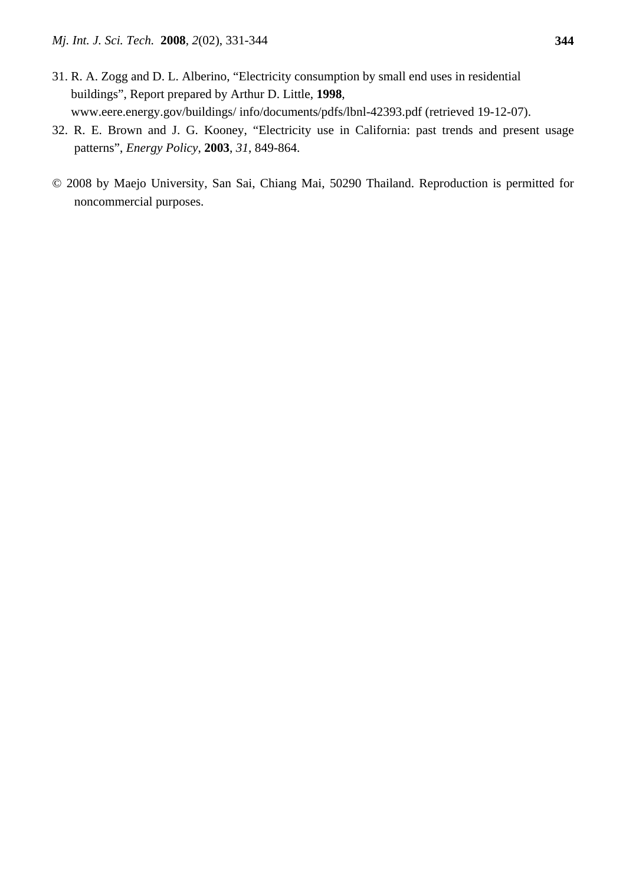31. R. A. Zogg and D. L. Alberino, "Electricity consumption by small end uses in residential buildings", Report prepared by Arthur D. Little, **1998**, www.eere.energy.gov/buildings/ info/documents/pdfs/lbnl-42393.pdf (retrieved 19-12-07).
32. R. E. Brown and J. G. Kooney, "Electricity use in California: past trends and present usage patterns", *Energy Policy*, **2003**, *31*, 849-864.

© 2008 by Maejo University, San Sai, Chiang Mai, 50290 Thailand. Reproduction is permitted for noncommercial purposes.